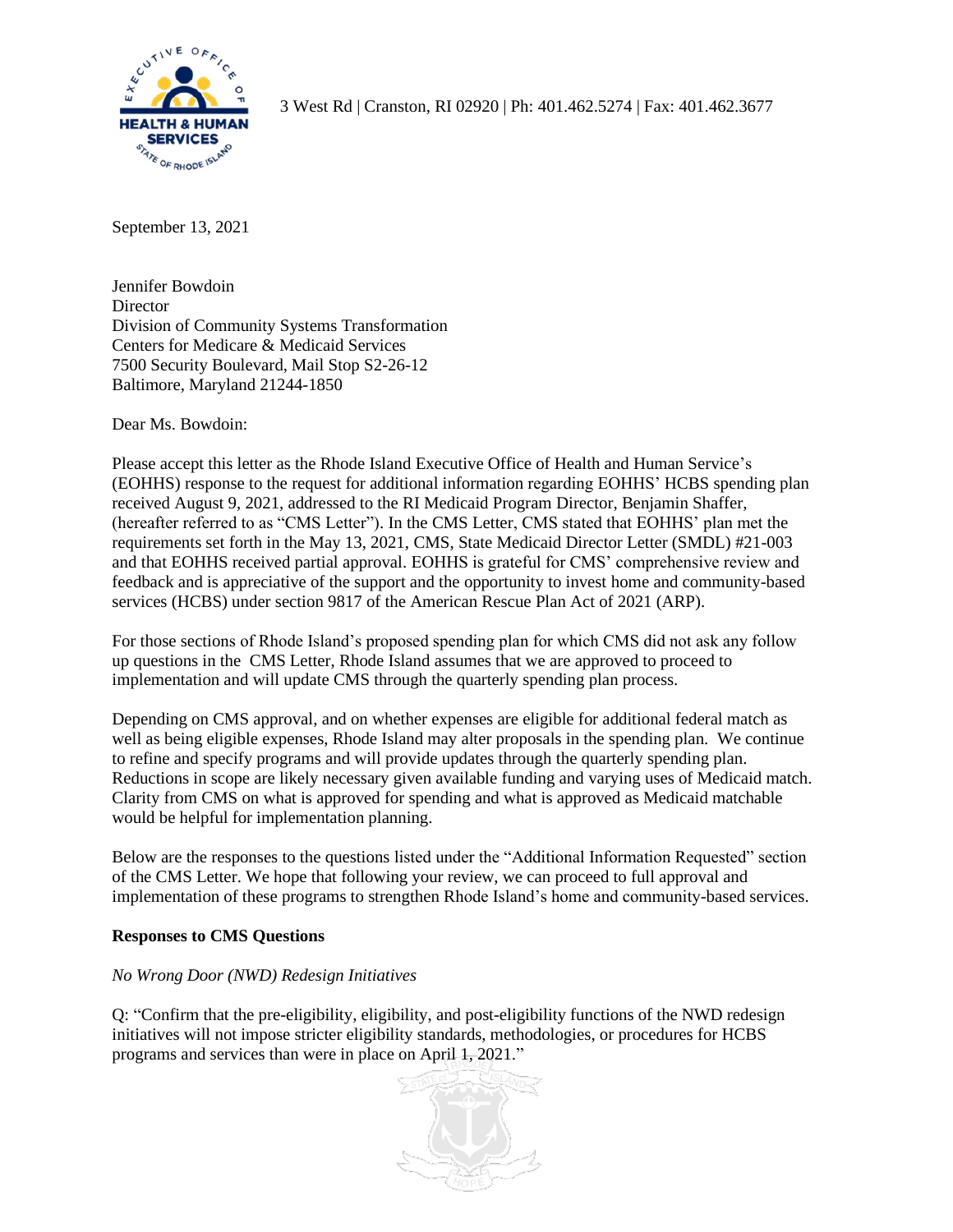3 West Rd | Cranston, RI 02920 | Ph: 401.462.5274 | Fax: 401.462.3677

September 13, 2021

Jennifer Bowdoin
Director
Division of Community Systems Transformation
Centers for Medicare & Medicaid Services
7500 Security Boulevard, Mail Stop S2-26-12
Baltimore, Maryland 21244-1850

Dear Ms. Bowdoin:

Please accept this letter as the Rhode Island Executive Office of Health and Human Service's (EOHHS) response to the request for additional information regarding EOHHS' HCBS spending plan received August 9, 2021, addressed to the RI Medicaid Program Director, Benjamin Shaffer, (hereafter referred to as "CMS Letter"). In the CMS Letter, CMS stated that EOHHS' plan met the requirements set forth in the May 13, 2021, CMS, State Medicaid Director Letter (SMDL) #21-003 and that EOHHS received partial approval. EOHHS is grateful for CMS' comprehensive review and feedback and is appreciative of the support and the opportunity to invest home and community-based services (HCBS) under section 9817 of the American Rescue Plan Act of 2021 (ARP).

For those sections of Rhode Island's proposed spending plan for which CMS did not ask any follow up questions in the CMS Letter, Rhode Island assumes that we are approved to proceed to implementation and will update CMS through the quarterly spending plan process.

Depending on CMS approval, and on whether expenses are eligible for additional federal match as well as being eligible expenses, Rhode Island may alter proposals in the spending plan. We continue to refine and specify programs and will provide updates through the quarterly spending plan. Reductions in scope are likely necessary given available funding and varying uses of Medicaid match. Clarity from CMS on what is approved for spending and what is approved as Medicaid matchable would be helpful for implementation planning.

Below are the responses to the questions listed under the "Additional Information Requested" section of the CMS Letter. We hope that following your review, we can proceed to full approval and implementation of these programs to strengthen Rhode Island's home and community-based services.

**Responses to CMS Questions**

*No Wrong Door (NWD) Redesign Initiatives*

Q: "Confirm that the pre-eligibility, eligibility, and post-eligibility functions of the NWD redesign initiatives will not impose stricter eligibility standards, methodologies, or procedures for HCBS programs and services than were in place on April 1, 2021."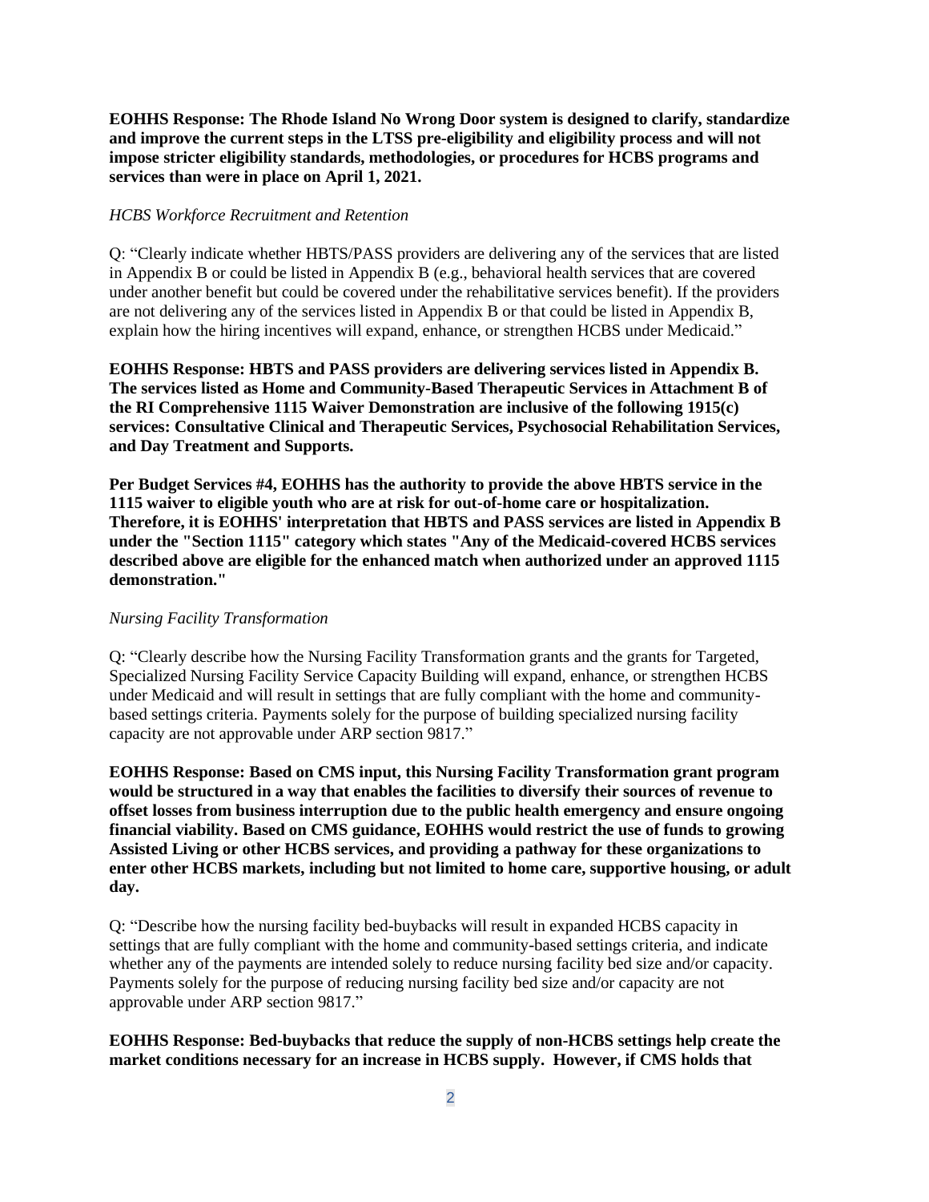**EOHHS Response: The Rhode Island No Wrong Door system is designed to clarify, standardize and improve the current steps in the LTSS pre-eligibility and eligibility process and will not impose stricter eligibility standards, methodologies, or procedures for HCBS programs and services than were in place on April 1, 2021.**

*HCBS Workforce Recruitment and Retention*

Q: "Clearly indicate whether HBTS/PASS providers are delivering any of the services that are listed in Appendix B or could be listed in Appendix B (e.g., behavioral health services that are covered under another benefit but could be covered under the rehabilitative services benefit). If the providers are not delivering any of the services listed in Appendix B or that could be listed in Appendix B, explain how the hiring incentives will expand, enhance, or strengthen HCBS under Medicaid."

**EOHHS Response: HBTS and PASS providers are delivering services listed in Appendix B. The services listed as Home and Community-Based Therapeutic Services in Attachment B of the RI Comprehensive 1115 Waiver Demonstration are inclusive of the following 1915(c) services: Consultative Clinical and Therapeutic Services, Psychosocial Rehabilitation Services, and Day Treatment and Supports.**

**Per Budget Services #4, EOHHS has the authority to provide the above HBTS service in the 1115 waiver to eligible youth who are at risk for out-of-home care or hospitalization. Therefore, it is EOHHS' interpretation that HBTS and PASS services are listed in Appendix B under the "Section 1115" category which states "Any of the Medicaid-covered HCBS services described above are eligible for the enhanced match when authorized under an approved 1115 demonstration."**

*Nursing Facility Transformation*

Q: "Clearly describe how the Nursing Facility Transformation grants and the grants for Targeted, Specialized Nursing Facility Service Capacity Building will expand, enhance, or strengthen HCBS under Medicaid and will result in settings that are fully compliant with the home and community-based settings criteria. Payments solely for the purpose of building specialized nursing facility capacity are not approvable under ARP section 9817."

**EOHHS Response: Based on CMS input, this Nursing Facility Transformation grant program would be structured in a way that enables the facilities to diversify their sources of revenue to offset losses from business interruption due to the public health emergency and ensure ongoing financial viability. Based on CMS guidance, EOHHS would restrict the use of funds to growing Assisted Living or other HCBS services, and providing a pathway for these organizations to enter other HCBS markets, including but not limited to home care, supportive housing, or adult day.**

Q: "Describe how the nursing facility bed-buybacks will result in expanded HCBS capacity in settings that are fully compliant with the home and community-based settings criteria, and indicate whether any of the payments are intended solely to reduce nursing facility bed size and/or capacity. Payments solely for the purpose of reducing nursing facility bed size and/or capacity are not approvable under ARP section 9817."

**EOHHS Response: Bed-buybacks that reduce the supply of non-HCBS settings help create the market conditions necessary for an increase in HCBS supply. However, if CMS holds that**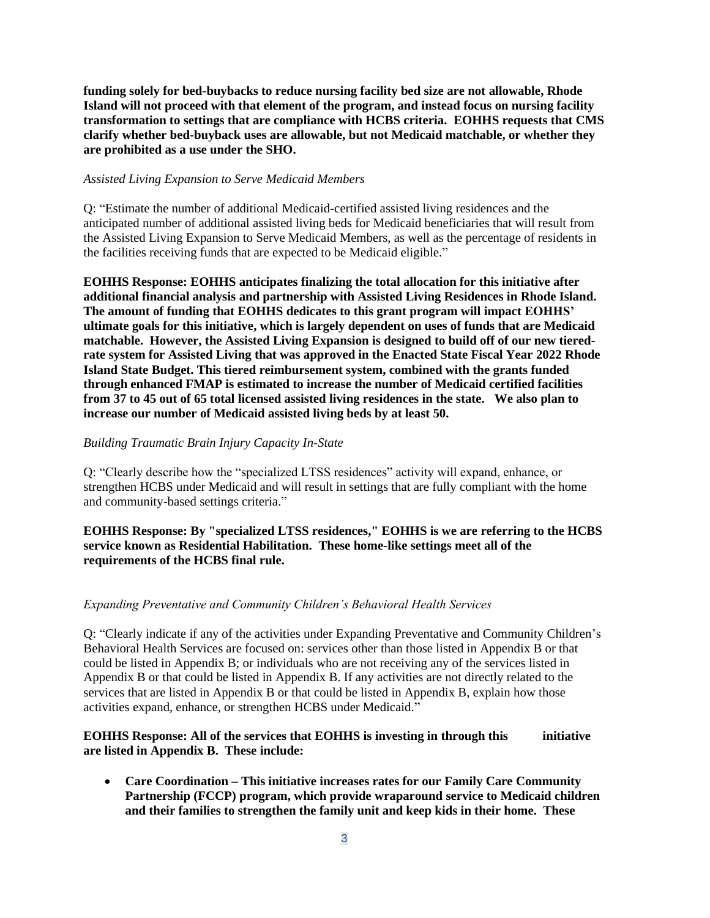**funding solely for bed-buybacks to reduce nursing facility bed size are not allowable, Rhode Island will not proceed with that element of the program, and instead focus on nursing facility transformation to settings that are compliance with HCBS criteria. EOHHS requests that CMS clarify whether bed-buyback uses are allowable, but not Medicaid matchable, or whether they are prohibited as a use under the SHO.**

*Assisted Living Expansion to Serve Medicaid Members*

Q: "Estimate the number of additional Medicaid-certified assisted living residences and the anticipated number of additional assisted living beds for Medicaid beneficiaries that will result from the Assisted Living Expansion to Serve Medicaid Members, as well as the percentage of residents in the facilities receiving funds that are expected to be Medicaid eligible."

**EOHHS Response: EOHHS anticipates finalizing the total allocation for this initiative after additional financial analysis and partnership with Assisted Living Residences in Rhode Island. The amount of funding that EOHHS dedicates to this grant program will impact EOHHS' ultimate goals for this initiative, which is largely dependent on uses of funds that are Medicaid matchable. However, the Assisted Living Expansion is designed to build off of our new tiered-rate system for Assisted Living that was approved in the Enacted State Fiscal Year 2022 Rhode Island State Budget. This tiered reimbursement system, combined with the grants funded through enhanced FMAP is estimated to increase the number of Medicaid certified facilities from 37 to 45 out of 65 total licensed assisted living residences in the state. We also plan to increase our number of Medicaid assisted living beds by at least 50.**

*Building Traumatic Brain Injury Capacity In-State*

Q: "Clearly describe how the "specialized LTSS residences" activity will expand, enhance, or strengthen HCBS under Medicaid and will result in settings that are fully compliant with the home and community-based settings criteria."

**EOHHS Response: By "specialized LTSS residences," EOHHS is we are referring to the HCBS service known as Residential Habilitation. These home-like settings meet all of the requirements of the HCBS final rule.**

*Expanding Preventative and Community Children's Behavioral Health Services*

Q: "Clearly indicate if any of the activities under Expanding Preventative and Community Children's Behavioral Health Services are focused on: services other than those listed in Appendix B or that could be listed in Appendix B; or individuals who are not receiving any of the services listed in Appendix B or that could be listed in Appendix B. If any activities are not directly related to the services that are listed in Appendix B or that could be listed in Appendix B, explain how those activities expand, enhance, or strengthen HCBS under Medicaid."

**EOHHS Response: All of the services that EOHHS is investing in through this initiative are listed in Appendix B. These include:**

- **Care Coordination – This initiative increases rates for our Family Care Community Partnership (FCCP) program, which provide wraparound service to Medicaid children and their families to strengthen the family unit and keep kids in their home. These**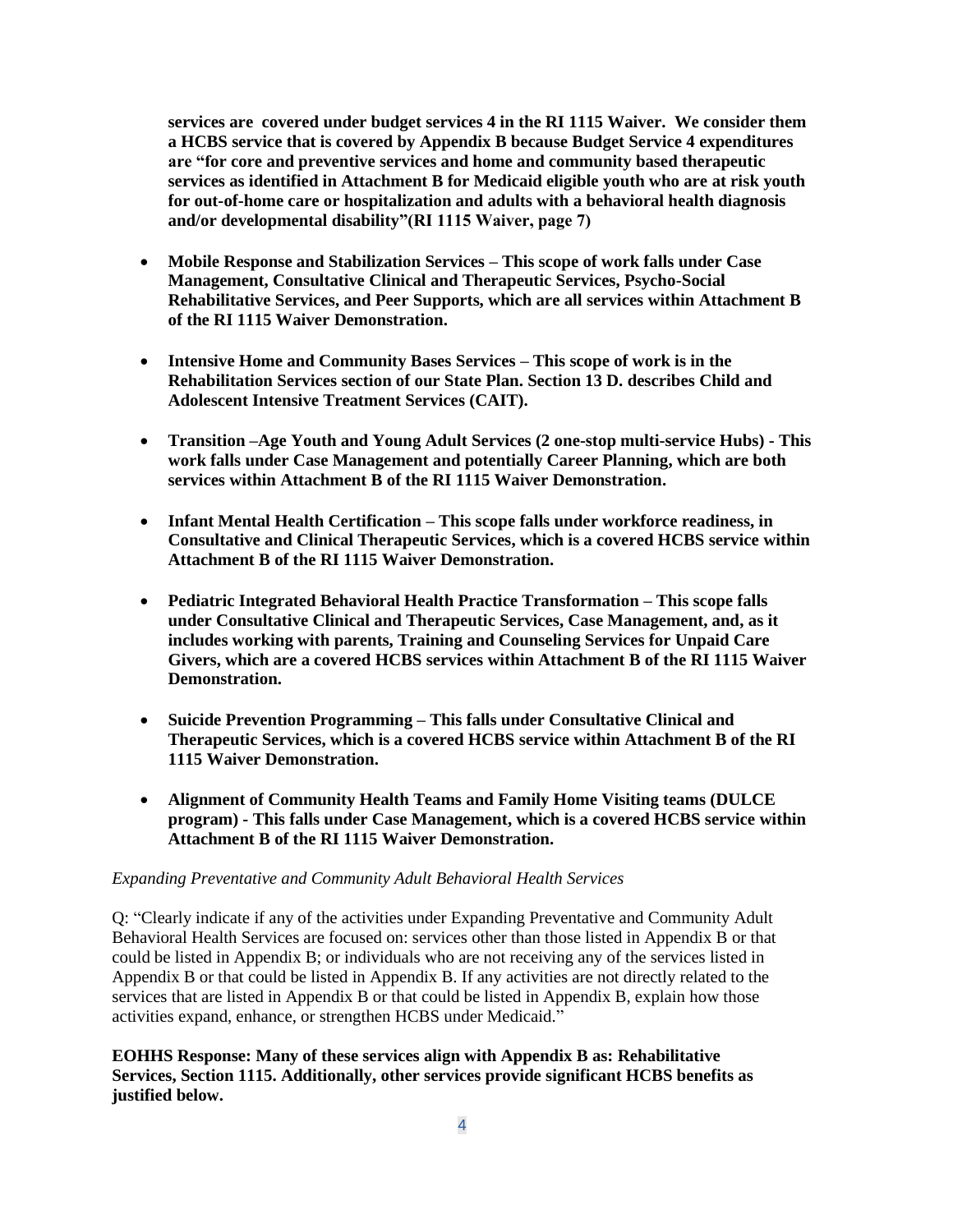**services are covered under budget services 4 in the RI 1115 Waiver. We consider them a HCBS service that is covered by Appendix B because Budget Service 4 expenditures are "for core and preventive services and home and community based therapeutic services as identified in Attachment B for Medicaid eligible youth who are at risk youth for out-of-home care or hospitalization and adults with a behavioral health diagnosis and/or developmental disability"(RI 1115 Waiver, page 7)**

- **Mobile Response and Stabilization Services – This scope of work falls under Case Management, Consultative Clinical and Therapeutic Services, Psycho-Social Rehabilitative Services, and Peer Supports, which are all services within Attachment B of the RI 1115 Waiver Demonstration.**
- **Intensive Home and Community Bases Services – This scope of work is in the Rehabilitation Services section of our State Plan. Section 13 D. describes Child and Adolescent Intensive Treatment Services (CAIT).**
- **Transition –Age Youth and Young Adult Services (2 one-stop multi-service Hubs) - This work falls under Case Management and potentially Career Planning, which are both services within Attachment B of the RI 1115 Waiver Demonstration.**
- **Infant Mental Health Certification – This scope falls under workforce readiness, in Consultative and Clinical Therapeutic Services, which is a covered HCBS service within Attachment B of the RI 1115 Waiver Demonstration.**
- **Pediatric Integrated Behavioral Health Practice Transformation – This scope falls under Consultative Clinical and Therapeutic Services, Case Management, and, as it includes working with parents, Training and Counseling Services for Unpaid Care Givers, which are a covered HCBS services within Attachment B of the RI 1115 Waiver Demonstration.**
- **Suicide Prevention Programming – This falls under Consultative Clinical and Therapeutic Services, which is a covered HCBS service within Attachment B of the RI 1115 Waiver Demonstration.**
- **Alignment of Community Health Teams and Family Home Visiting teams (DULCE program) - This falls under Case Management, which is a covered HCBS service within Attachment B of the RI 1115 Waiver Demonstration.**

*Expanding Preventative and Community Adult Behavioral Health Services*

Q: "Clearly indicate if any of the activities under Expanding Preventative and Community Adult Behavioral Health Services are focused on: services other than those listed in Appendix B or that could be listed in Appendix B; or individuals who are not receiving any of the services listed in Appendix B or that could be listed in Appendix B. If any activities are not directly related to the services that are listed in Appendix B or that could be listed in Appendix B, explain how those activities expand, enhance, or strengthen HCBS under Medicaid."

**EOHHS Response: Many of these services align with Appendix B as: Rehabilitative Services, Section 1115. Additionally, other services provide significant HCBS benefits as justified below.**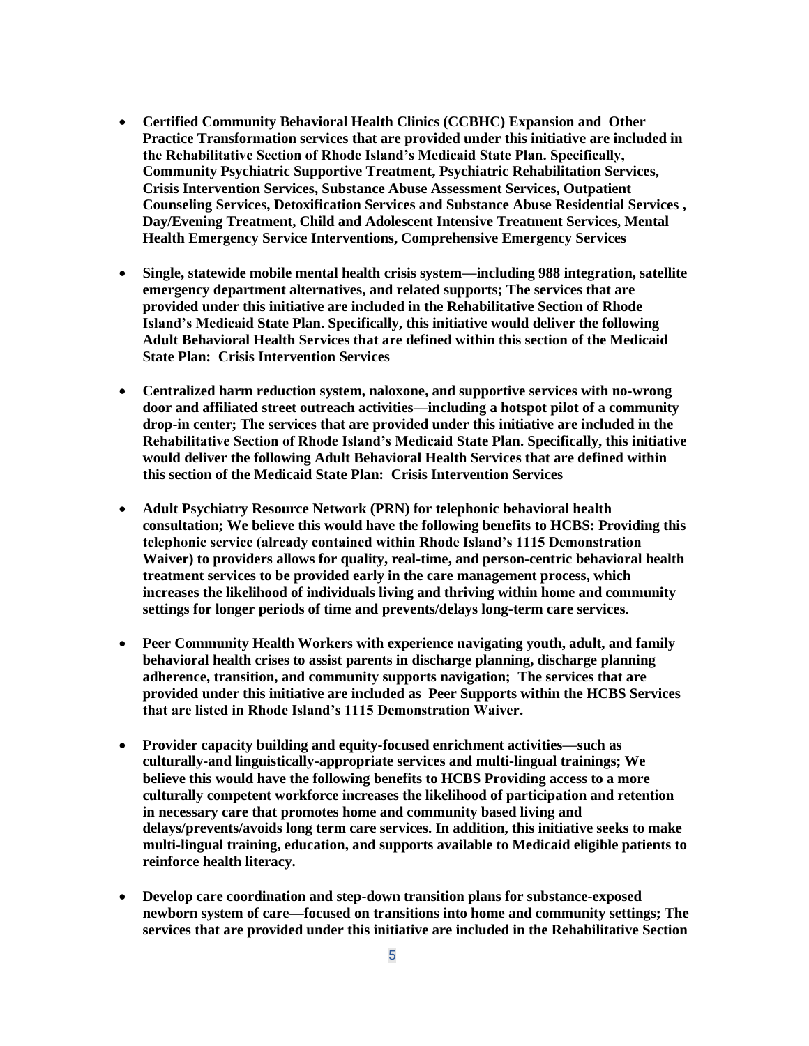- **Certified Community Behavioral Health Clinics (CCBHC) Expansion and Other Practice Transformation services that are provided under this initiative are included in the Rehabilitative Section of Rhode Island's Medicaid State Plan. Specifically, Community Psychiatric Supportive Treatment, Psychiatric Rehabilitation Services, Crisis Intervention Services, Substance Abuse Assessment Services, Outpatient Counseling Services, Detoxification Services and Substance Abuse Residential Services , Day/Evening Treatment, Child and Adolescent Intensive Treatment Services, Mental Health Emergency Service Interventions, Comprehensive Emergency Services**

- **Single, statewide mobile mental health crisis system—including 988 integration, satellite emergency department alternatives, and related supports; The services that are provided under this initiative are included in the Rehabilitative Section of Rhode Island's Medicaid State Plan. Specifically, this initiative would deliver the following Adult Behavioral Health Services that are defined within this section of the Medicaid State Plan: Crisis Intervention Services**

- **Centralized harm reduction system, naloxone, and supportive services with no-wrong door and affiliated street outreach activities—including a hotspot pilot of a community drop-in center; The services that are provided under this initiative are included in the Rehabilitative Section of Rhode Island's Medicaid State Plan. Specifically, this initiative would deliver the following Adult Behavioral Health Services that are defined within this section of the Medicaid State Plan: Crisis Intervention Services**

- **Adult Psychiatry Resource Network (PRN) for telephonic behavioral health consultation; We believe this would have the following benefits to HCBS: Providing this telephonic service (already contained within Rhode Island's 1115 Demonstration Waiver) to providers allows for quality, real-time, and person-centric behavioral health treatment services to be provided early in the care management process, which increases the likelihood of individuals living and thriving within home and community settings for longer periods of time and prevents/delays long-term care services.**

- **Peer Community Health Workers with experience navigating youth, adult, and family behavioral health crises to assist parents in discharge planning, discharge planning adherence, transition, and community supports navigation; The services that are provided under this initiative are included as Peer Supports within the HCBS Services that are listed in Rhode Island's 1115 Demonstration Waiver.**

- **Provider capacity building and equity-focused enrichment activities—such as culturally-and linguistically-appropriate services and multi-lingual trainings; We believe this would have the following benefits to HCBS Providing access to a more culturally competent workforce increases the likelihood of participation and retention in necessary care that promotes home and community based living and delays/prevents/avoids long term care services. In addition, this initiative seeks to make multi-lingual training, education, and supports available to Medicaid eligible patients to reinforce health literacy.**

- **Develop care coordination and step-down transition plans for substance-exposed newborn system of care—focused on transitions into home and community settings; The services that are provided under this initiative are included in the Rehabilitative Section**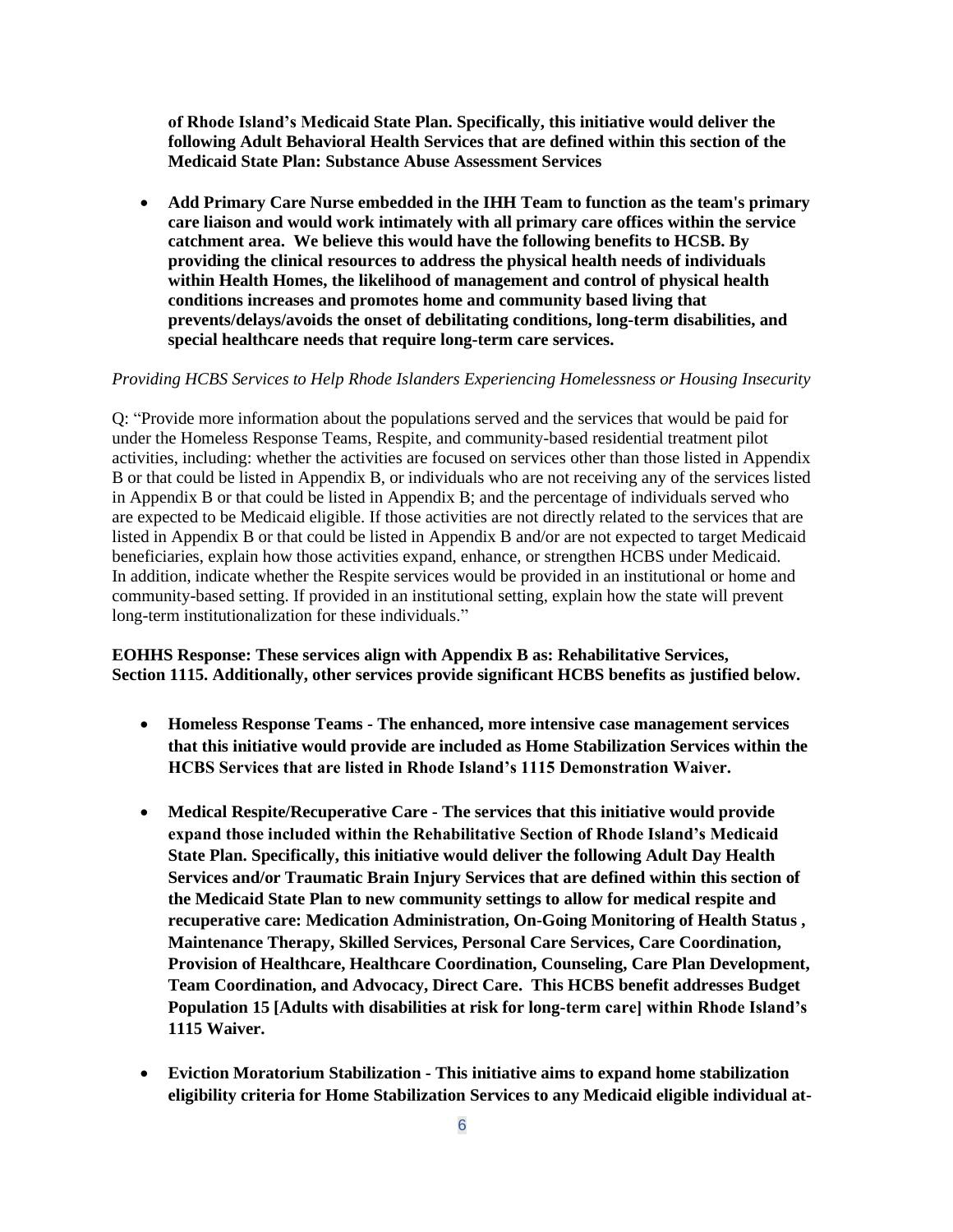**of Rhode Island's Medicaid State Plan. Specifically, this initiative would deliver the following Adult Behavioral Health Services that are defined within this section of the Medicaid State Plan: Substance Abuse Assessment Services**

- **Add Primary Care Nurse embedded in the IHH Team to function as the team's primary care liaison and would work intimately with all primary care offices within the service catchment area. We believe this would have the following benefits to HCSB. By providing the clinical resources to address the physical health needs of individuals within Health Homes, the likelihood of management and control of physical health conditions increases and promotes home and community based living that prevents/delays/avoids the onset of debilitating conditions, long-term disabilities, and special healthcare needs that require long-term care services.**

*Providing HCBS Services to Help Rhode Islanders Experiencing Homelessness or Housing Insecurity*

Q: "Provide more information about the populations served and the services that would be paid for under the Homeless Response Teams, Respite, and community-based residential treatment pilot activities, including: whether the activities are focused on services other than those listed in Appendix B or that could be listed in Appendix B, or individuals who are not receiving any of the services listed in Appendix B or that could be listed in Appendix B; and the percentage of individuals served who are expected to be Medicaid eligible. If those activities are not directly related to the services that are listed in Appendix B or that could be listed in Appendix B and/or are not expected to target Medicaid beneficiaries, explain how those activities expand, enhance, or strengthen HCBS under Medicaid. In addition, indicate whether the Respite services would be provided in an institutional or home and community-based setting. If provided in an institutional setting, explain how the state will prevent long-term institutionalization for these individuals."

**EOHHS Response: These services align with Appendix B as: Rehabilitative Services, Section 1115. Additionally, other services provide significant HCBS benefits as justified below.**

- **Homeless Response Teams - The enhanced, more intensive case management services that this initiative would provide are included as Home Stabilization Services within the HCBS Services that are listed in Rhode Island's 1115 Demonstration Waiver.**
- **Medical Respite/Recuperative Care - The services that this initiative would provide expand those included within the Rehabilitative Section of Rhode Island's Medicaid State Plan. Specifically, this initiative would deliver the following Adult Day Health Services and/or Traumatic Brain Injury Services that are defined within this section of the Medicaid State Plan to new community settings to allow for medical respite and recuperative care: Medication Administration, On-Going Monitoring of Health Status , Maintenance Therapy, Skilled Services, Personal Care Services, Care Coordination, Provision of Healthcare, Healthcare Coordination, Counseling, Care Plan Development, Team Coordination, and Advocacy, Direct Care. This HCBS benefit addresses Budget Population 15 [Adults with disabilities at risk for long-term care] within Rhode Island's 1115 Waiver.**
- **Eviction Moratorium Stabilization - This initiative aims to expand home stabilization eligibility criteria for Home Stabilization Services to any Medicaid eligible individual at-**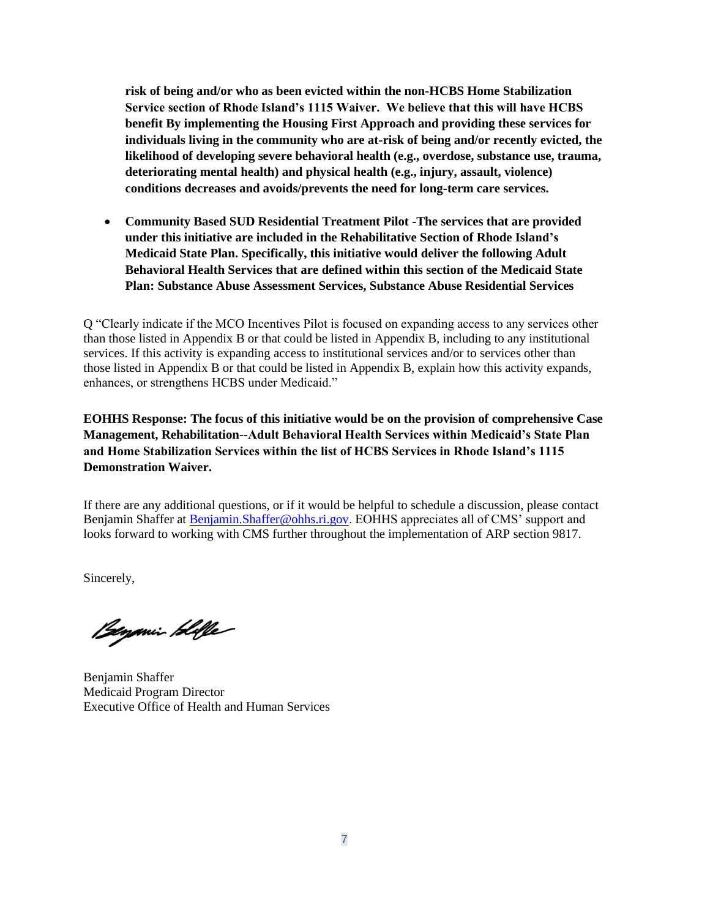**risk of being and/or who as been evicted within the non-HCBS Home Stabilization Service section of Rhode Island's 1115 Waiver. We believe that this will have HCBS benefit By implementing the Housing First Approach and providing these services for individuals living in the community who are at-risk of being and/or recently evicted, the likelihood of developing severe behavioral health (e.g., overdose, substance use, trauma, deteriorating mental health) and physical health (e.g., injury, assault, violence) conditions decreases and avoids/prevents the need for long-term care services.**

- **Community Based SUD Residential Treatment Pilot -The services that are provided under this initiative are included in the Rehabilitative Section of Rhode Island's Medicaid State Plan. Specifically, this initiative would deliver the following Adult Behavioral Health Services that are defined within this section of the Medicaid State Plan: Substance Abuse Assessment Services, Substance Abuse Residential Services**

Q "Clearly indicate if the MCO Incentives Pilot is focused on expanding access to any services other than those listed in Appendix B or that could be listed in Appendix B, including to any institutional services. If this activity is expanding access to institutional services and/or to services other than those listed in Appendix B or that could be listed in Appendix B, explain how this activity expands, enhances, or strengthens HCBS under Medicaid."

**EOHHS Response: The focus of this initiative would be on the provision of comprehensive Case Management, Rehabilitation--Adult Behavioral Health Services within Medicaid's State Plan and Home Stabilization Services within the list of HCBS Services in Rhode Island's 1115 Demonstration Waiver.**

If there are any additional questions, or if it would be helpful to schedule a discussion, please contact Benjamin Shaffer at Benjamin.Shaffer@ohhs.ri.gov. EOHHS appreciates all of CMS' support and looks forward to working with CMS further throughout the implementation of ARP section 9817.

Sincerely,

Benjamin Shaffer
Medicaid Program Director
Executive Office of Health and Human Services